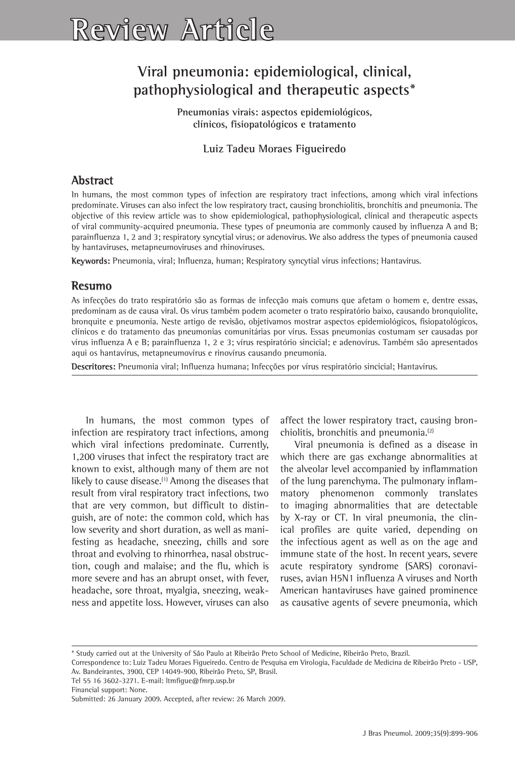# Review Article

## Viral pneumonia: epidemiological, clinical, pathophysiological and therapeutic aspects*

### Pneumonias virais: aspectos epidemiológicos, clínicos, fisiopatológicos e tratamento

**Luiz Tadeu Moraes Figueiredo**

## Abstract

In humans, the most common types of infection are respiratory tract infections, among which viral infections predominate. Viruses can also infect the low respiratory tract, causing bronchiolitis, bronchitis and pneumonia. The objective of this review article was to show epidemiological, pathophysiological, clinical and therapeutic aspects of viral community-acquired pneumonia. These types of pneumonia are commonly caused by influenza A and B; parainfluenza 1, 2 and 3; respiratory syncytial virus; or adenovirus. We also address the types of pneumonia caused by hantaviruses, metapneumoviruses and rhinoviruses.

**Keywords:** Pneumonia, viral; Influenza, human; Respiratory syncytial virus infections; Hantavirus.

## Resumo

As infecções do trato respiratório são as formas de infecção mais comuns que afetam o homem e, dentre essas, predominam as de causa viral. Os vírus também podem acometer o trato respiratório baixo, causando bronquiolite, bronquite e pneumonia. Neste artigo de revisão, objetivamos mostrar aspectos epidemiológicos, fisiopatológicos, clínicos e do tratamento das pneumonias comunitárias por vírus. Essas pneumonias costumam ser causadas por vírus influenza A e B; parainfluenza 1, 2 e 3; vírus respiratório sincicial; e adenovírus. Também são apresentados aqui os hantavírus, metapneumovírus e rinovírus causando pneumonia.

**Descritores:** Pneumonia viral; Influenza humana; Infecções por vírus respiratório sincicial; Hantavírus.

In humans, the most common types of infection are respiratory tract infections, among which viral infections predominate. Currently, 1,200 viruses that infect the respiratory tract are known to exist, although many of them are not likely to cause disease.[1] Among the diseases that result from viral respiratory tract infections, two that are very common, but difficult to distinguish, are of note: the common cold, which has low severity and short duration, as well as manifesting as headache, sneezing, chills and sore throat and evolving to rhinorrhea, nasal obstruction, cough and malaise; and the flu, which is more severe and has an abrupt onset, with fever, headache, sore throat, myalgia, sneezing, weakness and appetite loss. However, viruses can also affect the lower respiratory tract, causing bronchiolitis, bronchitis and pneumonia.[2]

Viral pneumonia is defined as a disease in which there are gas exchange abnormalities at the alveolar level accompanied by inflammation of the lung parenchyma. The pulmonary inflammatory phenomenon commonly translates to imaging abnormalities that are detectable by X-ray or CT. In viral pneumonia, the clinical profiles are quite varied, depending on the infectious agent as well as on the age and immune state of the host. In recent years, severe acute respiratory syndrome (SARS) coronaviruses, avian H5N1 influenza A viruses and North American hantaviruses have gained prominence as causative agents of severe pneumonia, which

---

\* Study carried out at the University of São Paulo at Ribeirão Preto School of Medicine, Ribeirão Preto, Brazil.

Correspondence to: Luiz Tadeu Moraes Figueiredo. Centro de Pesquisa em Virologia, Faculdade de Medicina de Ribeirão Preto - USP, Av. Bandeirantes, 3900, CEP 14049-900, Ribeirão Preto, SP, Brasil.

Tel 55 16 3602-3271. E-mail: ltmfigue@fmrp.usp.br

Financial support: None.

Submitted: 26 January 2009. Accepted, after review: 26 March 2009.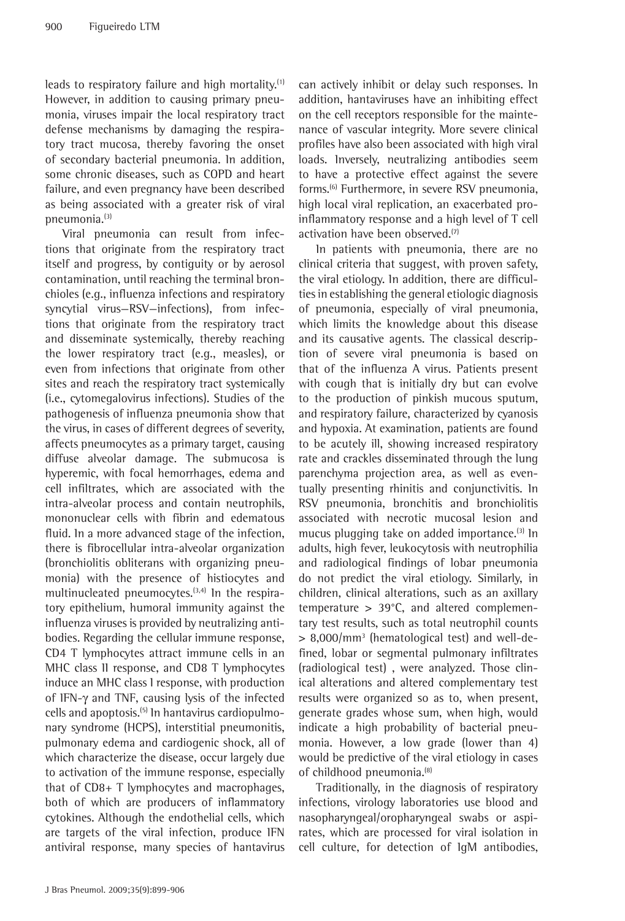leads to respiratory failure and high mortality.[1] However, in addition to causing primary pneumonia, viruses impair the local respiratory tract defense mechanisms by damaging the respiratory tract mucosa, thereby favoring the onset of secondary bacterial pneumonia. In addition, some chronic diseases, such as COPD and heart failure, and even pregnancy have been described as being associated with a greater risk of viral pneumonia.[3]

Viral pneumonia can result from infections that originate from the respiratory tract itself and progress, by contiguity or by aerosol contamination, until reaching the terminal bronchioles (e.g., influenza infections and respiratory syncytial virus—RSV—infections), from infections that originate from the respiratory tract and disseminate systemically, thereby reaching the lower respiratory tract (e.g., measles), or even from infections that originate from other sites and reach the respiratory tract systemically (i.e., cytomegalovirus infections). Studies of the pathogenesis of influenza pneumonia show that the virus, in cases of different degrees of severity, affects pneumocytes as a primary target, causing diffuse alveolar damage. The submucosa is hyperemic, with focal hemorrhages, edema and cell infiltrates, which are associated with the intra-alveolar process and contain neutrophils, mononuclear cells with fibrin and edematous fluid. In a more advanced stage of the infection, there is fibrocellular intra-alveolar organization (bronchiolitis obliterans with organizing pneumonia) with the presence of histiocytes and multinucleated pneumocytes.[3,4] In the respiratory epithelium, humoral immunity against the influenza viruses is provided by neutralizing antibodies. Regarding the cellular immune response, CD4 T lymphocytes attract immune cells in an MHC class II response, and CD8 T lymphocytes induce an MHC class I response, with production of IFN-γ and TNF, causing lysis of the infected cells and apoptosis.[5] In hantavirus cardiopulmonary syndrome (HCPS), interstitial pneumonitis, pulmonary edema and cardiogenic shock, all of which characterize the disease, occur largely due to activation of the immune response, especially that of CD8+ T lymphocytes and macrophages, both of which are producers of inflammatory cytokines. Although the endothelial cells, which are targets of the viral infection, produce IFN antiviral response, many species of hantavirus can actively inhibit or delay such responses. In addition, hantaviruses have an inhibiting effect on the cell receptors responsible for the maintenance of vascular integrity. More severe clinical profiles have also been associated with high viral loads. Inversely, neutralizing antibodies seem to have a protective effect against the severe forms.[6] Furthermore, in severe RSV pneumonia, high local viral replication, an exacerbated pro-inflammatory response and a high level of T cell activation have been observed.[7]

In patients with pneumonia, there are no clinical criteria that suggest, with proven safety, the viral etiology. In addition, there are difficulties in establishing the general etiologic diagnosis of pneumonia, especially of viral pneumonia, which limits the knowledge about this disease and its causative agents. The classical description of severe viral pneumonia is based on that of the influenza A virus. Patients present with cough that is initially dry but can evolve to the production of pinkish mucous sputum, and respiratory failure, characterized by cyanosis and hypoxia. At examination, patients are found to be acutely ill, showing increased respiratory rate and crackles disseminated through the lung parenchyma projection area, as well as eventually presenting rhinitis and conjunctivitis. In RSV pneumonia, bronchitis and bronchiolitis associated with necrotic mucosal lesion and mucus plugging take on added importance.[3] In adults, high fever, leukocytosis with neutrophilia and radiological findings of lobar pneumonia do not predict the viral etiology. Similarly, in children, clinical alterations, such as an axillary temperature > 39°C, and altered complementary test results, such as total neutrophil counts > 8,000/mm³ (hematological test) and well-defined, lobar or segmental pulmonary infiltrates (radiological test) , were analyzed. Those clinical alterations and altered complementary test results were organized so as to, when present, generate grades whose sum, when high, would indicate a high probability of bacterial pneumonia. However, a low grade (lower than 4) would be predictive of the viral etiology in cases of childhood pneumonia.[8]

Traditionally, in the diagnosis of respiratory infections, virology laboratories use blood and nasopharyngeal/oropharyngeal swabs or aspirates, which are processed for viral isolation in cell culture, for detection of IgM antibodies,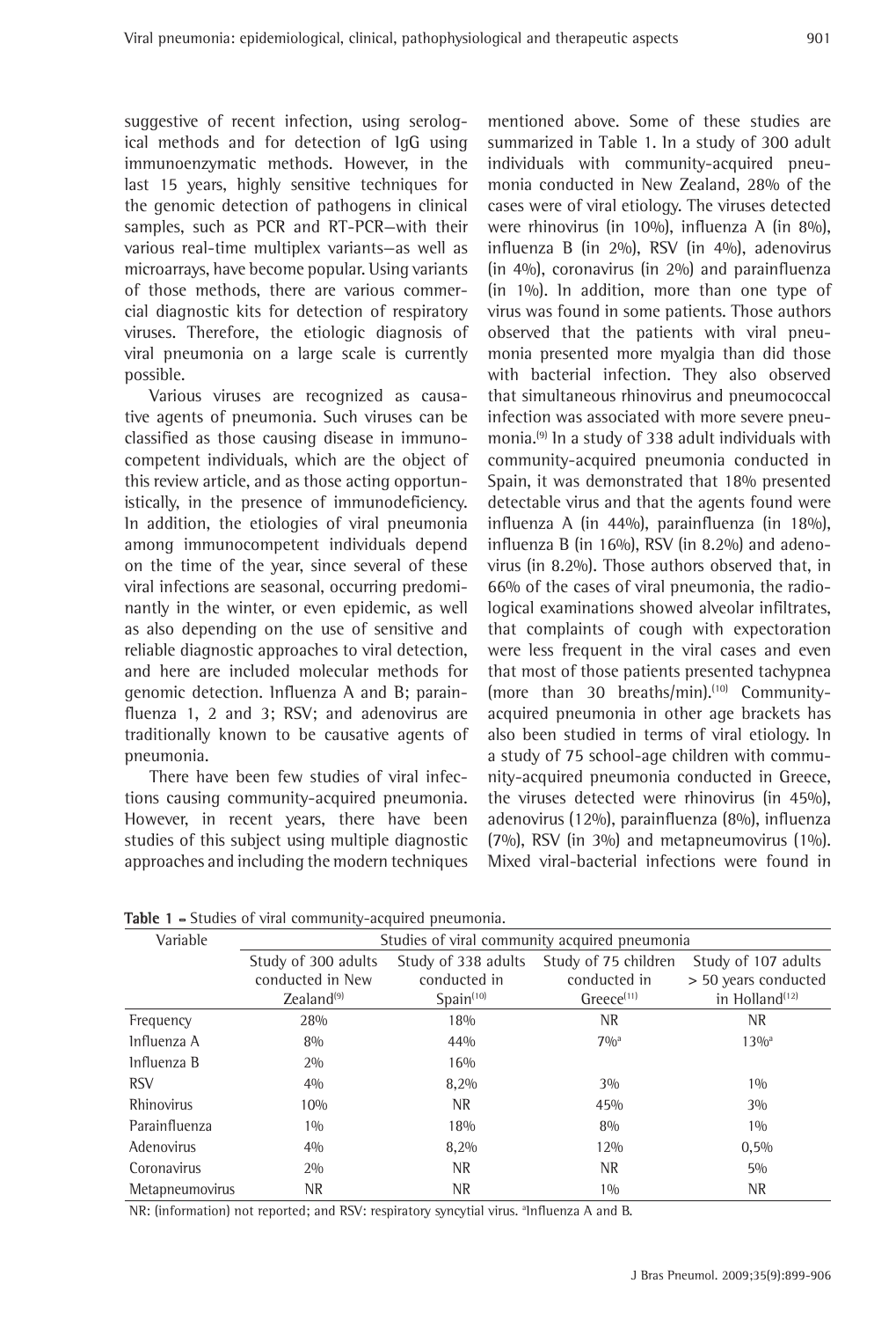suggestive of recent infection, using serological methods and for detection of IgG using immunoenzymatic methods. However, in the last 15 years, highly sensitive techniques for the genomic detection of pathogens in clinical samples, such as PCR and RT-PCR—with their various real-time multiplex variants—as well as microarrays, have become popular. Using variants of those methods, there are various commercial diagnostic kits for detection of respiratory viruses. Therefore, the etiologic diagnosis of viral pneumonia on a large scale is currently possible.

Various viruses are recognized as causative agents of pneumonia. Such viruses can be classified as those causing disease in immunocompetent individuals, which are the object of this review article, and as those acting opportunistically, in the presence of immunodeficiency. In addition, the etiologies of viral pneumonia among immunocompetent individuals depend on the time of the year, since several of these viral infections are seasonal, occurring predominantly in the winter, or even epidemic, as well as also depending on the use of sensitive and reliable diagnostic approaches to viral detection, and here are included molecular methods for genomic detection. Influenza A and B; parainfluenza 1, 2 and 3; RSV; and adenovirus are traditionally known to be causative agents of pneumonia.

There have been few studies of viral infections causing community-acquired pneumonia. However, in recent years, there have been studies of this subject using multiple diagnostic approaches and including the modern techniques mentioned above. Some of these studies are summarized in Table 1. In a study of 300 adult individuals with community-acquired pneumonia conducted in New Zealand, 28% of the cases were of viral etiology. The viruses detected were rhinovirus (in 10%), influenza A (in 8%), influenza B (in 2%), RSV (in 4%), adenovirus (in 4%), coronavirus (in 2%) and parainfluenza (in 1%). In addition, more than one type of virus was found in some patients. Those authors observed that the patients with viral pneumonia presented more myalgia than did those with bacterial infection. They also observed that simultaneous rhinovirus and pneumococcal infection was associated with more severe pneumonia.[9] In a study of 338 adult individuals with community-acquired pneumonia conducted in Spain, it was demonstrated that 18% presented detectable virus and that the agents found were influenza A (in 44%), parainfluenza (in 18%), influenza B (in 16%), RSV (in 8.2%) and adenovirus (in 8.2%). Those authors observed that, in 66% of the cases of viral pneumonia, the radiological examinations showed alveolar infiltrates, that complaints of cough with expectoration were less frequent in the viral cases and even that most of those patients presented tachypnea (more than 30 breaths/min).[10] Community-acquired pneumonia in other age brackets has also been studied in terms of viral etiology. In a study of 75 school-age children with community-acquired pneumonia conducted in Greece, the viruses detected were rhinovirus (in 45%), adenovirus (in 12%), parainfluenza (8%), influenza (7%), RSV (in 3%) and metapneumovirus (1%). Mixed viral-bacterial infections were found in

**Table 1** - Studies of viral community-acquired pneumonia.

| Variable | Studies of viral community acquired pneumonia | | | |
|---|---|---|---|---|
| | Study of 300 adults conducted in New Zealand[9] | Study of 338 adults conducted in Spain[10] | Study of 75 children conducted in Greece[11] | Study of 107 adults > 50 years conducted in Holland[12] |
| Frequency | 28% | 18% | NR | NR |
| Influenza A | 8% | 44% | 7%[a] | 13%[a] |
| Influenza B | 2% | 16% | | |
| RSV | 4% | 8,2% | 3% | 1% |
| Rhinovirus | 10% | NR | 45% | 3% |
| Parainfluenza | 1% | 18% | 8% | 1% |
| Adenovirus | 4% | 8,2% | 12% | 0,5% |
| Coronavirus | 2% | NR | NR | 5% |
| Metapneumovirus | NR | NR | 1% | NR |

NR: (information) not reported; and RSV: respiratory syncytial virus. [a]Influenza A and B.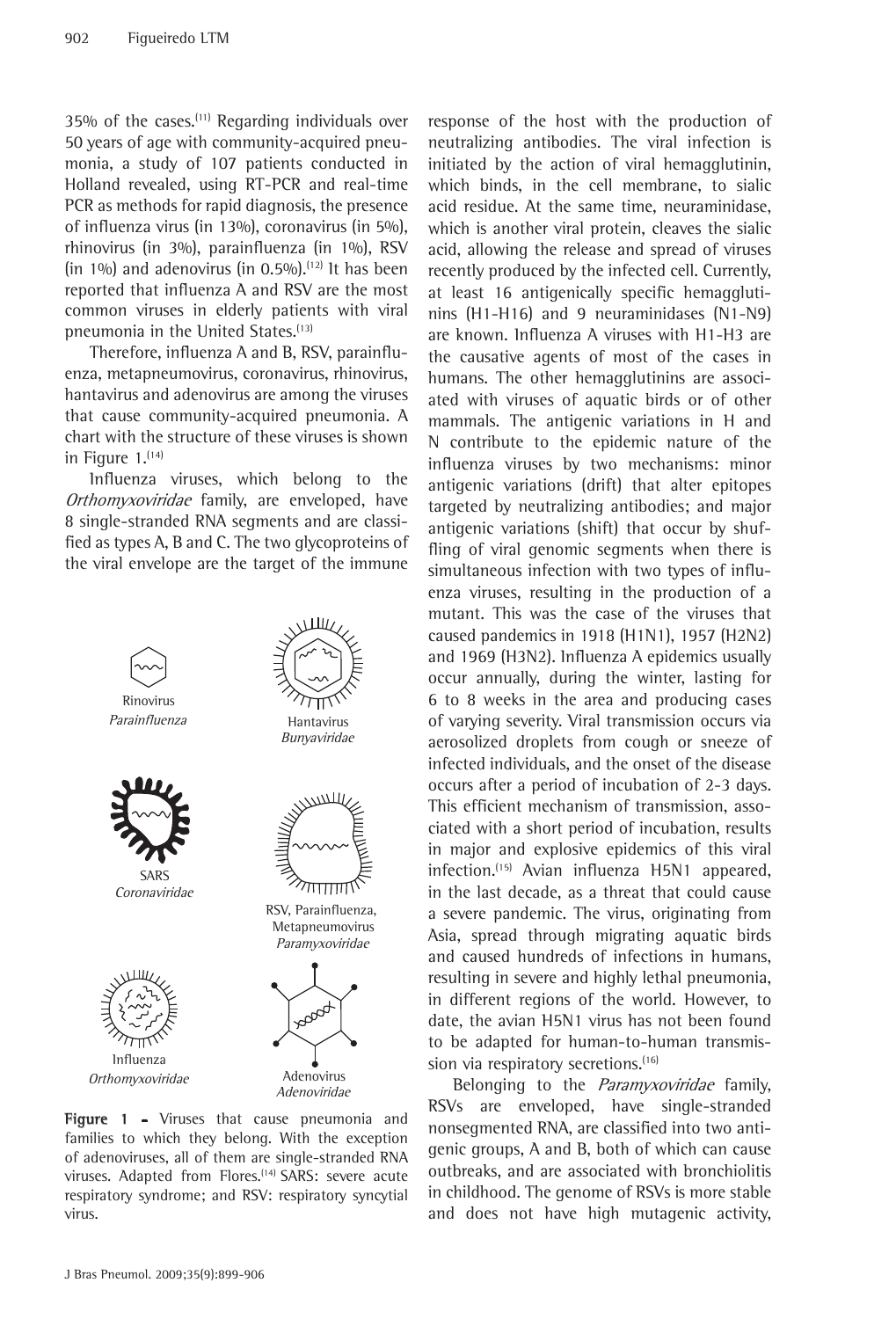35% of the cases.[11] Regarding individuals over 50 years of age with community-acquired pneumonia, a study of 107 patients conducted in Holland revealed, using RT-PCR and real-time PCR as methods for rapid diagnosis, the presence of influenza virus (in 13%), coronavirus (in 5%), rhinovirus (in 3%), parainfluenza (in 1%), RSV (in 1%) and adenovirus (in 0.5%).[12] It has been reported that influenza A and RSV are the most common viruses in elderly patients with viral pneumonia in the United States.[13]

Therefore, influenza A and B, RSV, parainfluenza, metapneumovirus, coronavirus, rhinovirus, hantavirus and adenovirus are among the viruses that cause community-acquired pneumonia. A chart with the structure of these viruses is shown in Figure 1.[14]

Influenza viruses, which belong to the *Orthomyxoviridae* family, are enveloped, have 8 single-stranded RNA segments and are classified as types A, B and C. The two glycoproteins of the viral envelope are the target of the immune response of the host with the production of neutralizing antibodies. The viral infection is initiated by the action of viral hemagglutinin, which binds, in the cell membrane, to sialic acid residue. At the same time, neuraminidase, which is another viral protein, cleaves the sialic acid, allowing the release and spread of viruses recently produced by the infected cell. Currently, at least 16 antigenically specific hemagglutinins (H1-H16) and 9 neuraminidases (N1-N9) are known. Influenza A viruses with H1-H3 are the causative agents of most of the cases in humans. The other hemagglutinins are associated with viruses of aquatic birds or of other mammals. The antigenic variations in H and N contribute to the epidemic nature of the influenza viruses by two mechanisms: minor antigenic variations (drift) that alter epitopes targeted by neutralizing antibodies; and major antigenic variations (shift) that occur by shuffling of viral genomic segments when there is simultaneous infection with two types of influenza viruses, resulting in the production of a mutant. This was the case of the viruses that caused pandemics in 1918 (H1N1), 1957 (H2N2) and 1969 (H3N2). Influenza A epidemics usually occur annually, during the winter, lasting for 6 to 8 weeks in the area and producing cases of varying severity. Viral transmission occurs via aerosolized droplets from cough or sneeze of infected individuals, and the onset of the disease occurs after a period of incubation of 2-3 days. This efficient mechanism of transmission, associated with a short period of incubation, results in major and explosive epidemics of this viral infection.[15] Avian influenza H5N1 appeared, in the last decade, as a threat that could cause a severe pandemic. The virus, originating from Asia, spread through migrating aquatic birds and caused hundreds of infections in humans, resulting in severe and highly lethal pneumonia, in different regions of the world. However, to date, the avian H5N1 virus has not been found to be adapted for human-to-human transmission via respiratory secretions.[16]

Rinovirus
*Parainfluenza*

Hantavirus
*Bunyaviridae*

SARS
*Coronaviridae*

RSV, Parainfluenza, Metapneumovirus
*Paramyxoviridae*

Influenza
*Orthomyxoviridae*

Adenovirus
*Adenoviridae*

**Figure 1 -** Viruses that cause pneumonia and families to which they belong. With the exception of adenoviruses, all of them are single-stranded RNA viruses. Adapted from Flores.[14] SARS: severe acute respiratory syndrome; and RSV: respiratory syncytial virus.

Belonging to the *Paramyxoviridae* family, RSVs are enveloped, have single-stranded nonsegmented RNA, are classified into two antigenic groups, A and B, both of which can cause outbreaks, and are associated with bronchiolitis in childhood. The genome of RSVs is more stable and does not have high mutagenic activity,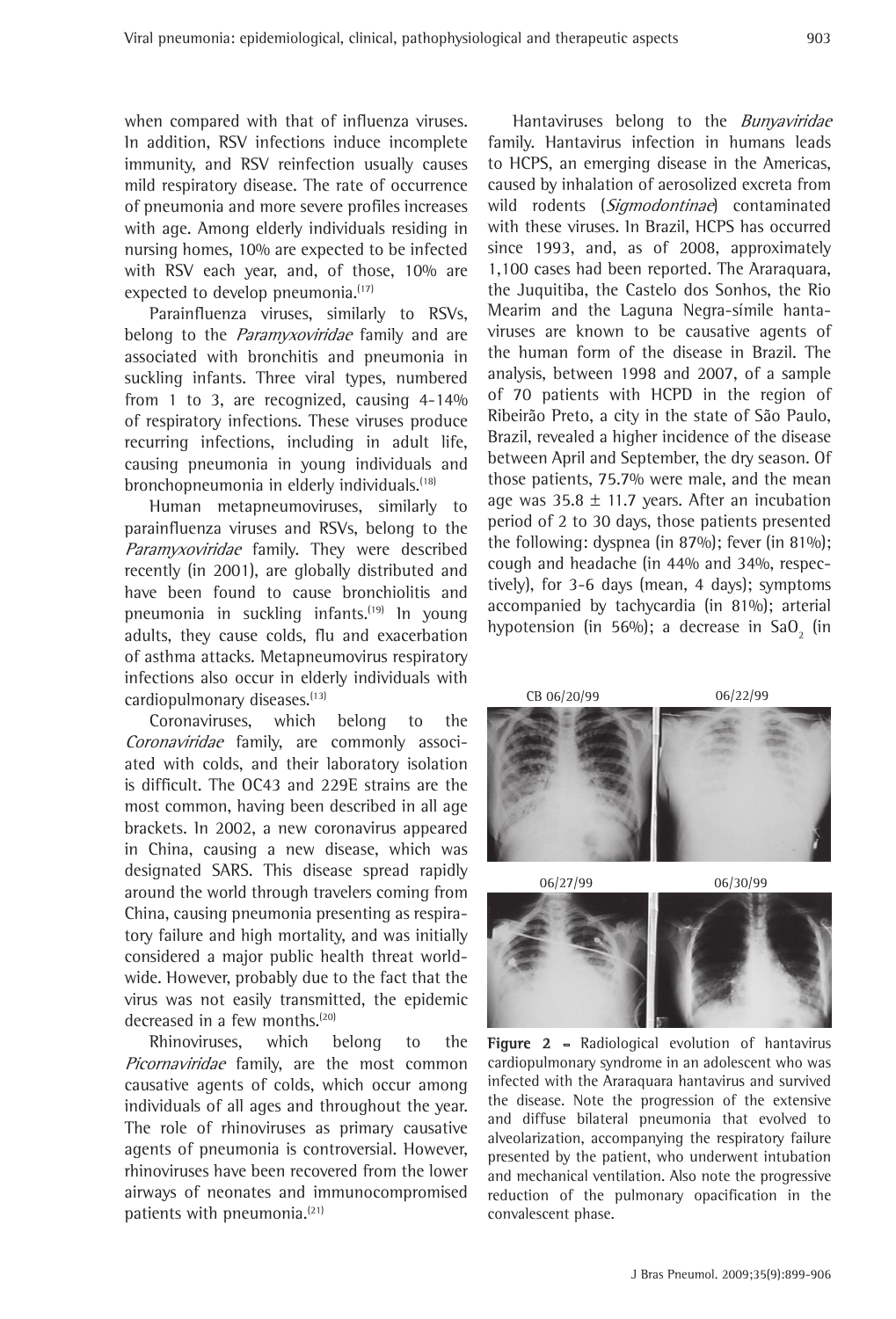when compared with that of influenza viruses. In addition, RSV infections induce incomplete immunity, and RSV reinfection usually causes mild respiratory disease. The rate of occurrence of pneumonia and more severe profiles increases with age. Among elderly individuals residing in nursing homes, 10% are expected to be infected with RSV each year, and, of those, 10% are expected to develop pneumonia.[17]

Parainfluenza viruses, similarly to RSVs, belong to the *Paramyxoviridae* family and are associated with bronchitis and pneumonia in suckling infants. Three viral types, numbered from 1 to 3, are recognized, causing 4-14% of respiratory infections. These viruses produce recurring infections, including in adult life, causing pneumonia in young individuals and bronchopneumonia in elderly individuals.[18]

Human metapneumoviruses, similarly to parainfluenza viruses and RSVs, belong to the *Paramyxoviridae* family. They were described recently (in 2001), are globally distributed and have been found to cause bronchiolitis and pneumonia in suckling infants.[19] In young adults, they cause colds, flu and exacerbation of asthma attacks. Metapneumovirus respiratory infections also occur in elderly individuals with cardiopulmonary diseases.[13]

Coronaviruses, which belong to the *Coronaviridae* family, are commonly associated with colds, and their laboratory isolation is difficult. The OC43 and 229E strains are the most common, having been described in all age brackets. In 2002, a new coronavirus appeared in China, causing a new disease, which was designated SARS. This disease spread rapidly around the world through travelers coming from China, causing pneumonia presenting as respiratory failure and high mortality, and was initially considered a major public health threat worldwide. However, probably due to the fact that the virus was not easily transmitted, the epidemic decreased in a few months.[20]

Rhinoviruses, which belong to the *Picornaviridae* family, are the most common causative agents of colds, which occur among individuals of all ages and throughout the year. The role of rhinoviruses as primary causative agents of pneumonia is controversial. However, rhinoviruses have been recovered from the lower airways of neonates and immunocompromised patients with pneumonia.[21]

Hantaviruses belong to the *Bunyaviridae* family. Hantavirus infection in humans leads to HCPS, an emerging disease in the Americas, caused by inhalation of aerosolized excreta from wild rodents (*Sigmodontinae*) contaminated with these viruses. In Brazil, HCPS has occurred since 1993, and, as of 2008, approximately 1,100 cases had been reported. The Araraquara, the Juquitiba, the Castelo dos Sonhos, the Rio Mearim and the Laguna Negra-símile hantaviruses are known to be causative agents of the human form of the disease in Brazil. The analysis, between 1998 and 2007, of a sample of 70 patients with HCPD in the region of Ribeirão Preto, a city in the state of São Paulo, Brazil, revealed a higher incidence of the disease between April and September, the dry season. Of those patients, 75.7% were male, and the mean age was 35.8 ± 11.7 years. After an incubation period of 2 to 30 days, those patients presented the following: dyspnea (in 87%); fever (in 81%); cough and headache (in 44% and 34%, respectively), for 3-6 days (mean, 4 days); symptoms accompanied by tachycardia (in 81%); arterial hypotension (in 56%); a decrease in $SaO_2$ (in

**Figure 2 -** Radiological evolution of hantavirus cardiopulmonary syndrome in an adolescent who was infected with the Araraquara hantavirus and survived the disease. Note the progression of the extensive and diffuse bilateral pneumonia that evolved to alveolarization, accompanying the respiratory failure presented by the patient, who underwent intubation and mechanical ventilation. Also note the progressive reduction of the pulmonary opacification in the convalescent phase.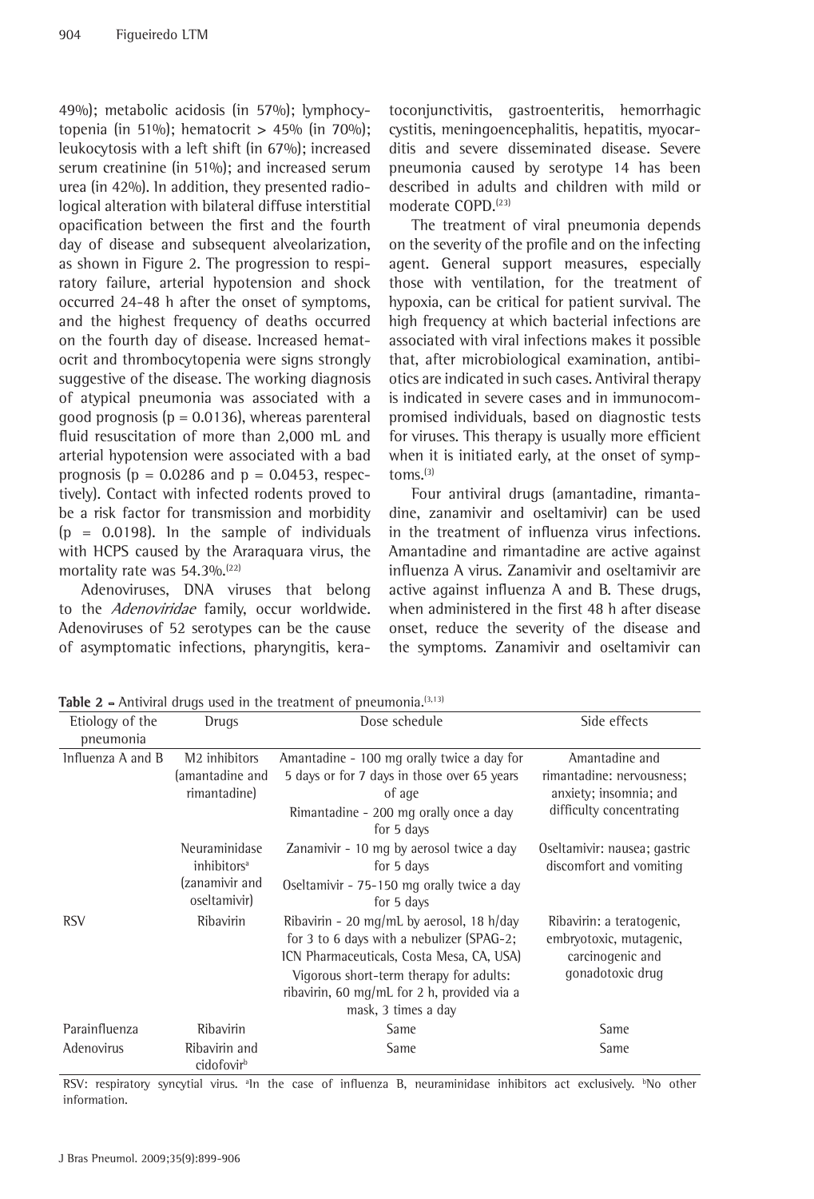49%); metabolic acidosis (in 57%); lymphocytopenia (in 51%); hematocrit > 45% (in 70%); leukocytosis with a left shift (in 67%); increased serum creatinine (in 51%); and increased serum urea (in 42%). In addition, they presented radiological alteration with bilateral diffuse interstitial opacification between the first and the fourth day of disease and subsequent alveolarization, as shown in Figure 2. The progression to respiratory failure, arterial hypotension and shock occurred 24-48 h after the onset of symptoms, and the highest frequency of deaths occurred on the fourth day of disease. Increased hematocrit and thrombocytopenia were signs strongly suggestive of the disease. The working diagnosis of atypical pneumonia was associated with a good prognosis ($p = 0.0136$), whereas parenteral fluid resuscitation of more than 2,000 mL and arterial hypotension were associated with a bad prognosis ($p = 0.0286$ and $p = 0.0453$, respectively). Contact with infected rodents proved to be a risk factor for transmission and morbidity ($p = 0.0198$). In the sample of individuals with HCPS caused by the Araraquara virus, the mortality rate was 54.3%.[22]

Adenoviruses, DNA viruses that belong to the *Adenoviridae* family, occur worldwide. Adenoviruses of 52 serotypes can be the cause of asymptomatic infections, pharyngitis, keratoconjunctivitis, gastroenteritis, hemorrhagic cystitis, meningoencephalitis, hepatitis, myocarditis and severe disseminated disease. Severe pneumonia caused by serotype 14 has been described in adults and children with mild or moderate COPD.[23]

The treatment of viral pneumonia depends on the severity of the profile and on the infecting agent. General support measures, especially those with ventilation, for the treatment of hypoxia, can be critical for patient survival. The high frequency at which bacterial infections are associated with viral infections makes it possible that, after microbiological examination, antibiotics are indicated in such cases. Antiviral therapy is indicated in severe cases and in immunocompromised individuals, based on diagnostic tests for viruses. This therapy is usually more efficient when it is initiated early, at the onset of symptoms.[3]

Four antiviral drugs (amantadine, rimantadine, zanamivir and oseltamivir) can be used in the treatment of influenza virus infections. Amantadine and rimantadine are active against influenza A virus. Zanamivir and oseltamivir are active against influenza A and B. These drugs, when administered in the first 48 h after disease onset, reduce the severity of the disease and the symptoms. Zanamivir and oseltamivir can

**Table 2** - Antiviral drugs used in the treatment of pneumonia.[3,13]

| Etiology of the pneumonia | Drugs | Dose schedule | Side effects |
|---|---|---|---|
| Influenza A and B | M2 inhibitors (amantadine and rimantadine) | Amantadine - 100 mg orally twice a day for 5 days or for 7 days in those over 65 years of age<br>Rimantadine - 200 mg orally once a day for 5 days | Amantadine and rimantadine: nervousness; anxiety; insomnia; and difficulty concentrating |
| | Neuraminidase inhibitors[a] (zanamivir and oseltamivir) | Zanamivir - 10 mg by aerosol twice a day for 5 days<br>Oseltamivir - 75-150 mg orally twice a day for 5 days | Oseltamivir: nausea; gastric discomfort and vomiting |
| RSV | Ribavirin | Ribavirin - 20 mg/mL by aerosol, 18 h/day for 3 to 6 days with a nebulizer (SPAG-2; ICN Pharmaceuticals, Costa Mesa, CA, USA)<br>Vigorous short-term therapy for adults: ribavirin, 60 mg/mL for 2 h, provided via a mask, 3 times a day | Ribavirin: a teratogenic, embryotoxic, mutagenic, carcinogenic and gonadotoxic drug |
| Parainfluenza | Ribavirin | Same | Same |
| Adenovirus | Ribavirin and cidofovir[b] | Same | Same |

RSV: respiratory syncytial virus. [a]In the case of influenza B, neuraminidase inhibitors act exclusively. [b]No other information.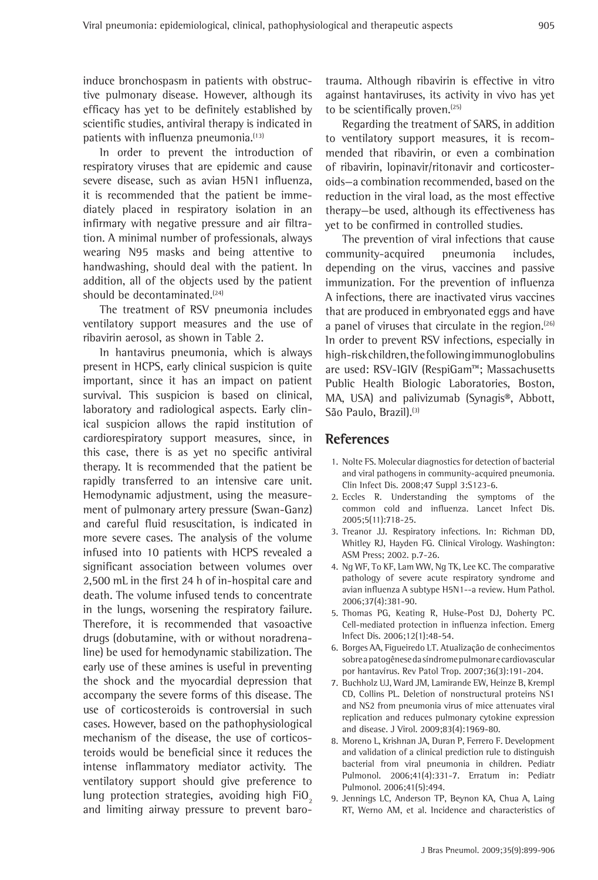induce bronchospasm in patients with obstructive pulmonary disease. However, although its efficacy has yet to be definitely established by scientific studies, antiviral therapy is indicated in patients with influenza pneumonia.[13]

In order to prevent the introduction of respiratory viruses that are epidemic and cause severe disease, such as avian H5N1 influenza, it is recommended that the patient be immediately placed in respiratory isolation in an infirmary with negative pressure and air filtration. A minimal number of professionals, always wearing N95 masks and being attentive to handwashing, should deal with the patient. In addition, all of the objects used by the patient should be decontaminated.[24]

The treatment of RSV pneumonia includes ventilatory support measures and the use of ribavirin aerosol, as shown in Table 2.

In hantavirus pneumonia, which is always present in HCPS, early clinical suspicion is quite important, since it has an impact on patient survival. This suspicion is based on clinical, laboratory and radiological aspects. Early clinical suspicion allows the rapid institution of cardiorespiratory support measures, since, in this case, there is as yet no specific antiviral therapy. It is recommended that the patient be rapidly transferred to an intensive care unit. Hemodynamic adjustment, using the measurement of pulmonary artery pressure (Swan-Ganz) and careful fluid resuscitation, is indicated in more severe cases. The analysis of the volume infused into 10 patients with HCPS revealed a significant association between volumes over 2,500 mL in the first 24 h of in-hospital care and death. The volume infused tends to concentrate in the lungs, worsening the respiratory failure. Therefore, it is recommended that vasoactive drugs (dobutamine, with or without noradrenaline) be used for hemodynamic stabilization. The early use of these amines is useful in preventing the shock and the myocardial depression that accompany the severe forms of this disease. The use of corticosteroids is controversial in such cases. However, based on the pathophysiological mechanism of the disease, the use of corticosteroids would be beneficial since it reduces the intense inflammatory mediator activity. The ventilatory support should give preference to lung protection strategies, avoiding high $FiO_2$ and limiting airway pressure to prevent barotrauma. Although ribavirin is effective in vitro against hantaviruses, its activity in vivo has yet to be scientifically proven.[25]

Regarding the treatment of SARS, in addition to ventilatory support measures, it is recommended that ribavirin, or even a combination of ribavirin, lopinavir/ritonavir and corticosteroids—a combination recommended, based on the reduction in the viral load, as the most effective therapy—be used, although its effectiveness has yet to be confirmed in controlled studies.

The prevention of viral infections that cause community-acquired pneumonia includes, depending on the virus, vaccines and passive immunization. For the prevention of influenza A infections, there are inactivated virus vaccines that are produced in embryonated eggs and have a panel of viruses that circulate in the region.[26] In order to prevent RSV infections, especially in high-risk children, the following immunoglobulins are used: RSV-IGIV (RespiGam™; Massachusetts Public Health Biologic Laboratories, Boston, MA, USA) and palivizumab (Synagis®, Abbott, São Paulo, Brazil).[3]

## References

1. Nolte FS. Molecular diagnostics for detection of bacterial and viral pathogens in community-acquired pneumonia. Clin Infect Dis. 2008;47 Suppl 3:S123-6.
2. Eccles R. Understanding the symptoms of the common cold and influenza. Lancet Infect Dis. 2005;5(11):718-25.
3. Treanor JJ. Respiratory infections. In: Richman DD, Whitley RJ, Hayden FG. Clinical Virology. Washington: ASM Press; 2002. p.7-26.
4. Ng WF, To KF, Lam WW, Ng TK, Lee KC. The comparative pathology of severe acute respiratory syndrome and avian influenza A subtype H5N1--a review. Hum Pathol. 2006;37(4):381-90.
5. Thomas PG, Keating R, Hulse-Post DJ, Doherty PC. Cell-mediated protection in influenza infection. Emerg Infect Dis. 2006;12(1):48-54.
6. Borges AA, Figueiredo LT. Atualização de conhecimentos sobre a patogênese da síndrome pulmonar e cardiovascular por hantavírus. Rev Patol Trop. 2007;36(3):191-204.
7. Buchholz UJ, Ward JM, Lamirande EW, Heinze B, Krempl CD, Collins PL. Deletion of nonstructural proteins NS1 and NS2 from pneumonia virus of mice attenuates viral replication and reduces pulmonary cytokine expression and disease. J Virol. 2009;83(4):1969-80.
8. Moreno L, Krishnan JA, Duran P, Ferrero F. Development and validation of a clinical prediction rule to distinguish bacterial from viral pneumonia in children. Pediatr Pulmonol. 2006;41(4):331-7. Erratum in: Pediatr Pulmonol. 2006;41(5):494.
9. Jennings LC, Anderson TP, Beynon KA, Chua A, Laing RT, Werno AM, et al. Incidence and characteristics of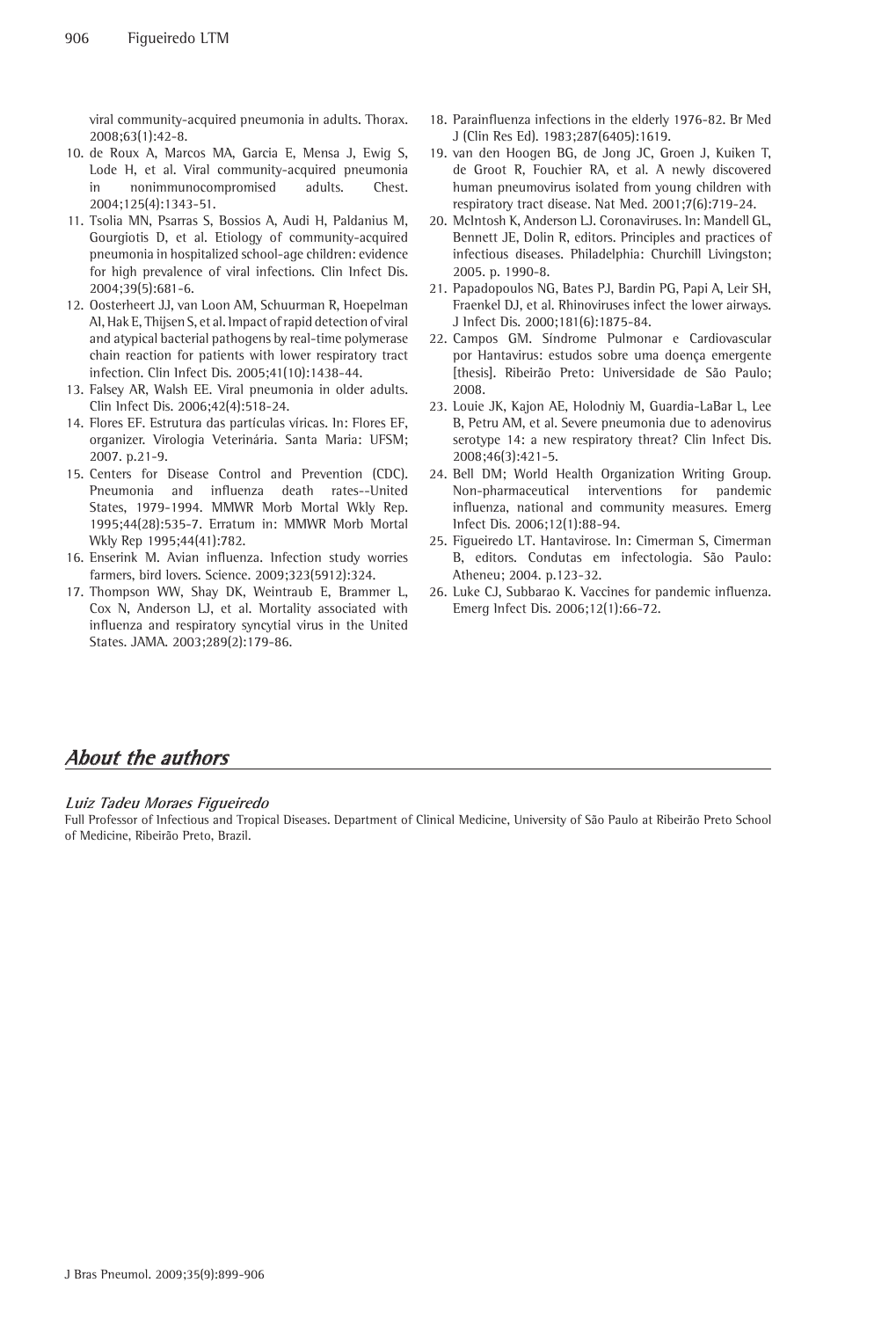viral community-acquired pneumonia in adults. Thorax. 2008;63(1):42-8.

10. de Roux A, Marcos MA, Garcia E, Mensa J, Ewig S, Lode H, et al. Viral community-acquired pneumonia in nonimmunocompromised adults. Chest. 2004;125(4):1343-51.
11. Tsolia MN, Psarras S, Bossios A, Audi H, Paldanius M, Gourgiotis D, et al. Etiology of community-acquired pneumonia in hospitalized school-age children: evidence for high prevalence of viral infections. Clin Infect Dis. 2004;39(5):681-6.
12. Oosterheert JJ, van Loon AM, Schuurman R, Hoepelman AI, Hak E, Thijsen S, et al. Impact of rapid detection of viral and atypical bacterial pathogens by real-time polymerase chain reaction for patients with lower respiratory tract infection. Clin Infect Dis. 2005;41(10):1438-44.
13. Falsey AR, Walsh EE. Viral pneumonia in older adults. Clin Infect Dis. 2006;42(4):518-24.
14. Flores EF. Estrutura das partículas víricas. In: Flores EF, organizer. Virologia Veterinária. Santa Maria: UFSM; 2007. p.21-9.
15. Centers for Disease Control and Prevention (CDC). Pneumonia and influenza death rates--United States, 1979-1994. MMWR Morb Mortal Wkly Rep. 1995;44(28):535-7. Erratum in: MMWR Morb Mortal Wkly Rep 1995;44(41):782.
16. Enserink M. Avian influenza. Infection study worries farmers, bird lovers. Science. 2009;323(5912):324.
17. Thompson WW, Shay DK, Weintraub E, Brammer L, Cox N, Anderson LJ, et al. Mortality associated with influenza and respiratory syncytial virus in the United States. JAMA. 2003;289(2):179-86.
18. Parainfluenza infections in the elderly 1976-82. Br Med J (Clin Res Ed). 1983;287(6405):1619.
19. van den Hoogen BG, de Jong JC, Groen J, Kuiken T, de Groot R, Fouchier RA, et al. A newly discovered human pneumovirus isolated from young children with respiratory tract disease. Nat Med. 2001;7(6):719-24.
20. McIntosh K, Anderson LJ. Coronaviruses. In: Mandell GL, Bennett JE, Dolin R, editors. Principles and practices of infectious diseases. Philadelphia: Churchill Livingston; 2005. p. 1990-8.
21. Papadopoulos NG, Bates PJ, Bardin PG, Papi A, Leir SH, Fraenkel DJ, et al. Rhinoviruses infect the lower airways. J Infect Dis. 2000;181(6):1875-84.
22. Campos GM. Síndrome Pulmonar e Cardiovascular por Hantavirus: estudos sobre uma doença emergente [thesis]. Ribeirão Preto: Universidade de São Paulo; 2008.
23. Louie JK, Kajon AE, Holodniy M, Guardia-LaBar L, Lee B, Petru AM, et al. Severe pneumonia due to adenovirus serotype 14: a new respiratory threat? Clin Infect Dis. 2008;46(3):421-5.
24. Bell DM; World Health Organization Writing Group. Non-pharmaceutical interventions for pandemic influenza, national and community measures. Emerg Infect Dis. 2006;12(1):88-94.
25. Figueiredo LT. Hantavirose. In: Cimerman S, Cimerman B, editors. Condutas em infectologia. São Paulo: Atheneu; 2004. p.123-32.
26. Luke CJ, Subbarao K. Vaccines for pandemic influenza. Emerg Infect Dis. 2006;12(1):66-72.

## *About the authors*

***Luiz Tadeu Moraes Figueiredo***

Full Professor of Infectious and Tropical Diseases. Department of Clinical Medicine, University of São Paulo at Ribeirão Preto School of Medicine, Ribeirão Preto, Brazil.